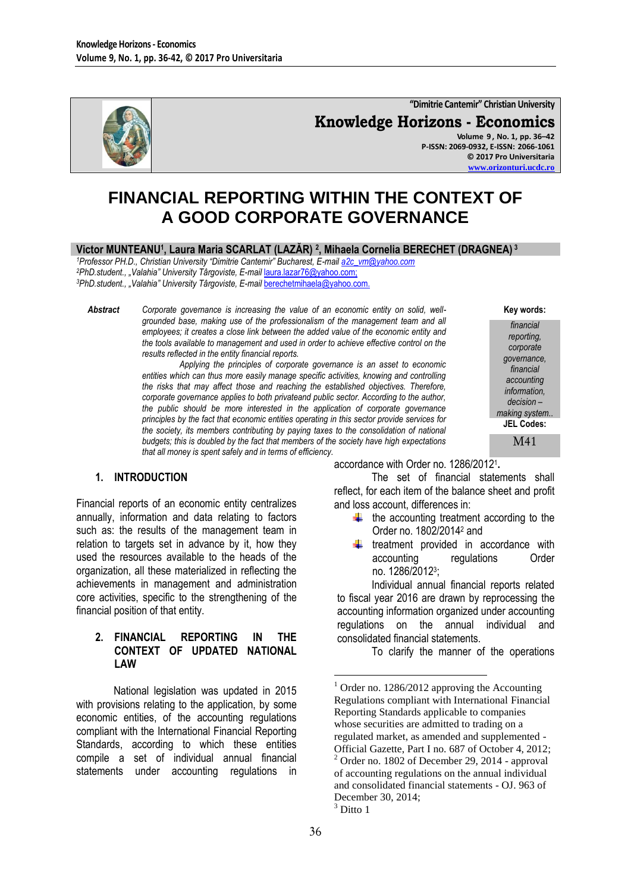# FINANCIAL REPORTING WITHIN THE CONTEXT OF A GOOD CORPORATE GOVERNANCE

**Victor MUNTEANU[1], Laura Maria SCARLAT (LAZĂR) [2], Mihaela Cornelia BERECHET (DRAGNEA) [3]**

[1]*Professor PH.D., Christian University "Dimitrie Cantemir" Bucharest, E-mail a2c_vm@yahoo.com*
[2]*PhD.student., „Valahia" University Târgoviste, E-mail laura.lazar76@yahoo.com;*
[3]*PhD.student., „Valahia" University Târgoviste, E-mail berechetmihaela@yahoo.com.*

***Abstract*** *Corporate governance is increasing the value of an economic entity on solid, well-grounded base, making use of the professionalism of the management team and all employees; it creates a close link between the added value of the economic entity and the tools available to management and used in order to achieve effective control on the results reflected in the entity financial reports.*

*Applying the principles of corporate governance is an asset to economic entities which can thus more easily manage specific activities, knowing and controlling the risks that may affect those and reaching the established objectives. Therefore, corporate governance applies to both privateand public sector. According to the author, the public should be more interested in the application of corporate governance principles by the fact that economic entities operating in this sector provide services for the society, its members contributing by paying taxes to the consolidation of national budgets; this is doubled by the fact that members of the society have high expectations that all money is spent safely and in terms of efficiency.*

**Key words:** *financial reporting, corporate governance, financial accounting information, decision – making system..*

**JEL Codes:** M41

## 1. INTRODUCTION

Financial reports of an economic entity centralizes annually, information and data relating to factors such as: the results of the management team in relation to targets set in advance by it, how they used the resources available to the heads of the organization, all these materialized in reflecting the achievements in management and administration core activities, specific to the strengthening of the financial position of that entity.

## 2. FINANCIAL REPORTING IN THE CONTEXT OF UPDATED NATIONAL LAW

National legislation was updated in 2015 with provisions relating to the application, by some economic entities, of the accounting regulations compliant with the International Financial Reporting Standards, according to which these entities compile a set of individual annual financial statements under accounting regulations in accordance with Order no. 1286/2012[1].

The set of financial statements shall reflect, for each item of the balance sheet and profit and loss account, differences in:

- the accounting treatment according to the Order no. 1802/2014[2] and
- treatment provided in accordance with accounting regulations Order no. 1286/2012[3];

Individual annual financial reports related to fiscal year 2016 are drawn by reprocessing the accounting information organized under accounting regulations on the annual individual and consolidated financial statements.

To clarify the manner of the operations

---

[1] Order no. 1286/2012 approving the Accounting Regulations compliant with International Financial Reporting Standards applicable to companies whose securities are admitted to trading on a regulated market, as amended and supplemented - Official Gazette, Part I no. 687 of October 4, 2012;
[2] Order no. 1802 of December 29, 2014 - approval of accounting regulations on the annual individual and consolidated financial statements - OJ. 963 of December 30, 2014;
[3] Ditto 1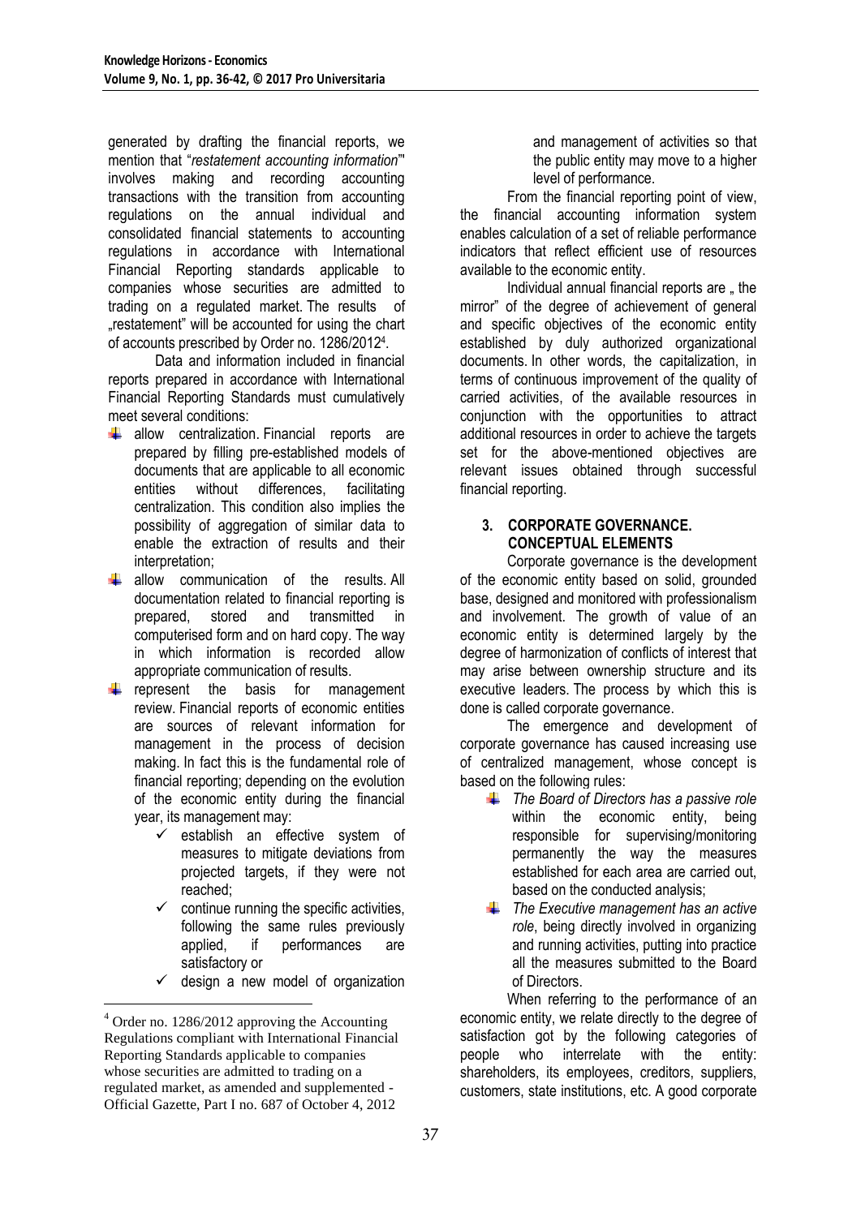generated by drafting the financial reports, we mention that "*restatement accounting information*" involves making and recording accounting transactions with the transition from accounting regulations on the annual individual and consolidated financial statements to accounting regulations in accordance with International Financial Reporting standards applicable to companies whose securities are admitted to trading on a regulated market. The results of „restatement" will be accounted for using the chart of accounts prescribed by Order no. 1286/2012[4].

Data and information included in financial reports prepared in accordance with International Financial Reporting Standards must cumulatively meet several conditions:

- allow centralization. Financial reports are prepared by filling pre-established models of documents that are applicable to all economic entities without differences, facilitating centralization. This condition also implies the possibility of aggregation of similar data to enable the extraction of results and their interpretation;
- allow communication of the results. All documentation related to financial reporting is prepared, stored and transmitted in computerised form and on hard copy. The way in which information is recorded allow appropriate communication of results.
- represent the basis for management review. Financial reports of economic entities are sources of relevant information for management in the process of decision making. In fact this is the fundamental role of financial reporting; depending on the evolution of the economic entity during the financial year, its management may:
  - establish an effective system of measures to mitigate deviations from projected targets, if they were not reached;
  - continue running the specific activities, following the same rules previously applied, if performances are satisfactory or
  - design a new model of organization and management of activities so that the public entity may move to a higher level of performance.

From the financial reporting point of view, the financial accounting information system enables calculation of a set of reliable performance indicators that reflect efficient use of resources available to the economic entity.

Individual annual financial reports are „ the mirror" of the degree of achievement of general and specific objectives of the economic entity established by duly authorized organizational documents. In other words, the capitalization, in terms of continuous improvement of the quality of carried activities, of the available resources in conjunction with the opportunities to attract additional resources in order to achieve the targets set for the above-mentioned objectives are relevant issues obtained through successful financial reporting.

## 3. CORPORATE GOVERNANCE. CONCEPTUAL ELEMENTS

Corporate governance is the development of the economic entity based on solid, grounded base, designed and monitored with professionalism and involvement. The growth of value of an economic entity is determined largely by the degree of harmonization of conflicts of interest that may arise between ownership structure and its executive leaders. The process by which this is done is called corporate governance.

The emergence and development of corporate governance has caused increasing use of centralized management, whose concept is based on the following rules:

- *The Board of Directors has a passive role* within the economic entity, being responsible for supervising/monitoring permanently the way the measures established for each area are carried out, based on the conducted analysis;
- *The Executive management has an active role*, being directly involved in organizing and running activities, putting into practice all the measures submitted to the Board of Directors.

When referring to the performance of an economic entity, we relate directly to the degree of satisfaction got by the following categories of people who interrelate with the entity: shareholders, its employees, creditors, suppliers, customers, state institutions, etc. A good corporate

---

[4] Order no. 1286/2012 approving the Accounting Regulations compliant with International Financial Reporting Standards applicable to companies whose securities are admitted to trading on a regulated market, as amended and supplemented - Official Gazette, Part I no. 687 of October 4, 2012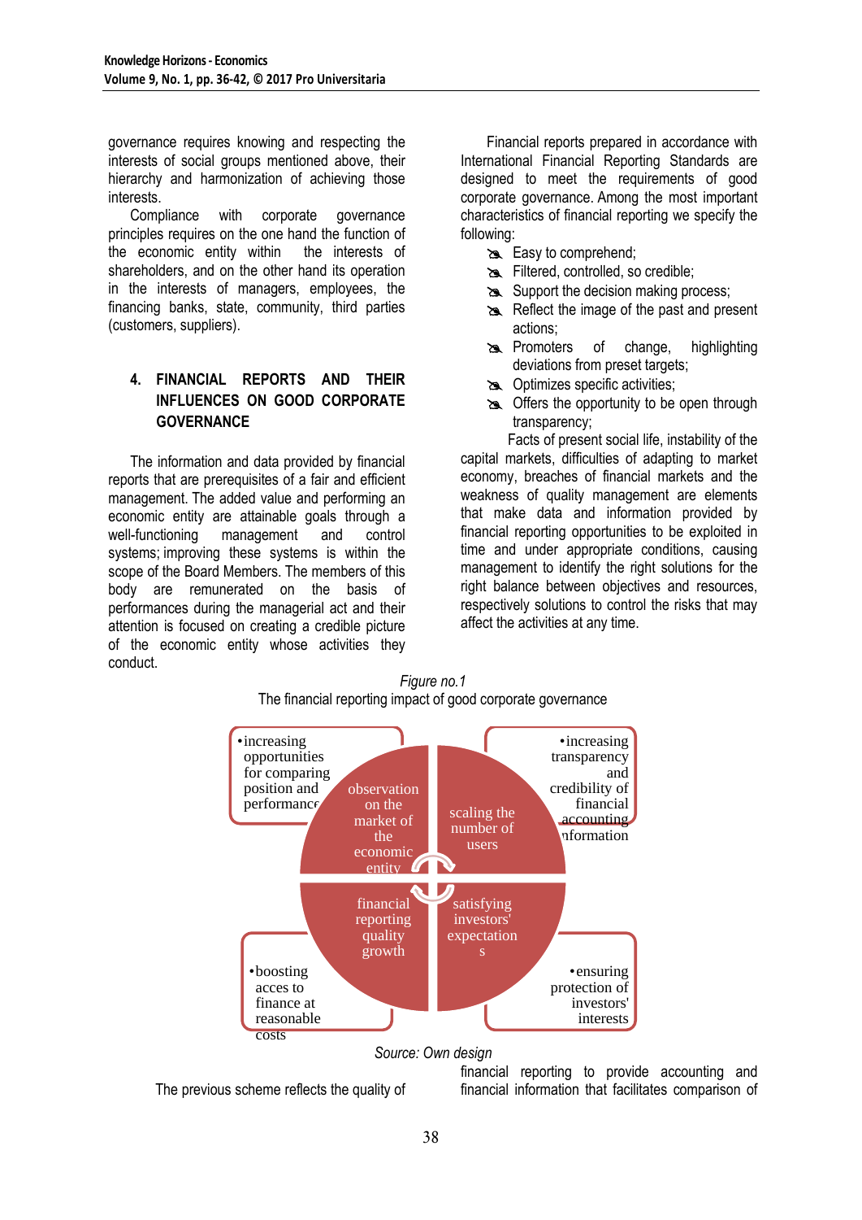governance requires knowing and respecting the interests of social groups mentioned above, their hierarchy and harmonization of achieving those interests.

Compliance with corporate governance principles requires on the one hand the function of the economic entity within the interests of shareholders, and on the other hand its operation in the interests of managers, employees, the financing banks, state, community, third parties (customers, suppliers).

## 4. FINANCIAL REPORTS AND THEIR INFLUENCES ON GOOD CORPORATE GOVERNANCE

The information and data provided by financial reports that are prerequisites of a fair and efficient management. The added value and performing an economic entity are attainable goals through a well-functioning management and control systems; improving these systems is within the scope of the Board Members. The members of this body are remunerated on the basis of performances during the managerial act and their attention is focused on creating a credible picture of the economic entity whose activities they conduct.

Financial reports prepared in accordance with International Financial Reporting Standards are designed to meet the requirements of good corporate governance. Among the most important characteristics of financial reporting we specify the following:

- Easy to comprehend;
- Filtered, controlled, so credible;
- Support the decision making process;
- Reflect the image of the past and present actions;
- Promoters of change, highlighting deviations from preset targets;
- Optimizes specific activities;
- Offers the opportunity to be open through transparency;

Facts of present social life, instability of the capital markets, difficulties of adapting to market economy, breaches of financial markets and the weakness of quality management are elements that make data and information provided by financial reporting opportunities to be exploited in time and under appropriate conditions, causing management to identify the right solutions for the right balance between objectives and resources, respectively solutions to control the risks that may affect the activities at any time.

*Figure no.1*

The financial reporting impact of good corporate governance

- observation on the market of the economic entity
  - increasing opportunities for comparing position and performance
- scaling the number of users
  - increasing transparency and credibility of financial accounting information
- satisfying investors' expectations
  - ensuring protection of investors' interests
- financial reporting quality growth
  - boosting acces to finance at reasonable costs

*Source: Own design*

The previous scheme reflects the quality of financial reporting to provide accounting and financial information that facilitates comparison of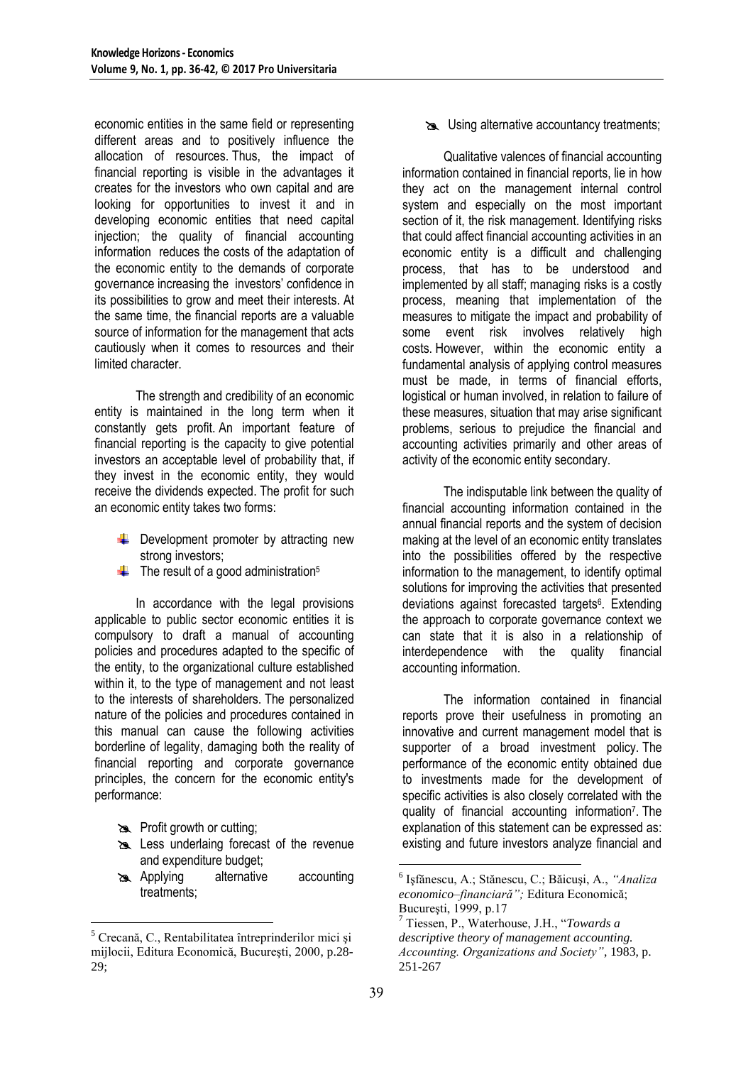economic entities in the same field or representing different areas and to positively influence the allocation of resources. Thus, the impact of financial reporting is visible in the advantages it creates for the investors who own capital and are looking for opportunities to invest it and in developing economic entities that need capital injection; the quality of financial accounting information reduces the costs of the adaptation of the economic entity to the demands of corporate governance increasing the investors' confidence in its possibilities to grow and meet their interests. At the same time, the financial reports are a valuable source of information for the management that acts cautiously when it comes to resources and their limited character.

The strength and credibility of an economic entity is maintained in the long term when it constantly gets profit. An important feature of financial reporting is the capacity to give potential investors an acceptable level of probability that, if they invest in the economic entity, they would receive the dividends expected. The profit for such an economic entity takes two forms:

- Development promoter by attracting new strong investors;
- The result of a good administration[5]

In accordance with the legal provisions applicable to public sector economic entities it is compulsory to draft a manual of accounting policies and procedures adapted to the specific of the entity, to the organizational culture established within it, to the type of management and not least to the interests of shareholders. The personalized nature of the policies and procedures contained in this manual can cause the following activities borderline of legality, damaging both the reality of financial reporting and corporate governance principles, the concern for the economic entity's performance:

- Profit growth or cutting;
- Less underlaing forecast of the revenue and expenditure budget;
- Applying alternative accounting treatments;
- Using alternative accountancy treatments;

Qualitative valences of financial accounting information contained in financial reports, lie in how they act on the management internal control system and especially on the most important section of it, the risk management. Identifying risks that could affect financial accounting activities in an economic entity is a difficult and challenging process, that has to be understood and implemented by all staff; managing risks is a costly process, meaning that implementation of the measures to mitigate the impact and probability of some event risk involves relatively high costs. However, within the economic entity a fundamental analysis of applying control measures must be made, in terms of financial efforts, logistical or human involved, in relation to failure of these measures, situation that may arise significant problems, serious to prejudice the financial and accounting activities primarily and other areas of activity of the economic entity secondary.

The indisputable link between the quality of financial accounting information contained in the annual financial reports and the system of decision making at the level of an economic entity translates into the possibilities offered by the respective information to the management, to identify optimal solutions for improving the activities that presented deviations against forecasted targets[6]. Extending the approach to corporate governance context we can state that it is also in a relationship of interdependence with the quality financial accounting information.

The information contained in financial reports prove their usefulness in promoting an innovative and current management model that is supporter of a broad investment policy. The performance of the economic entity obtained due to investments made for the development of specific activities is also closely correlated with the quality of financial accounting information[7]. The explanation of this statement can be expressed as: existing and future investors analyze financial and

---

[5] Crecană, C., Rentabilitatea întreprinderilor mici şi mijlocii, Editura Economică, Bucureşti, 2000, p.28-29;

[6] Işfănescu, A.; Stănescu, C.; Băicuşi, A., *"Analiza economico–financiară";* Editura Economică; Bucureşti, 1999, p.17

[7] Tiessen, P., Waterhouse, J.H., "*Towards a descriptive theory of management accounting. Accounting. Organizations and Society"*, 1983, p. 251-267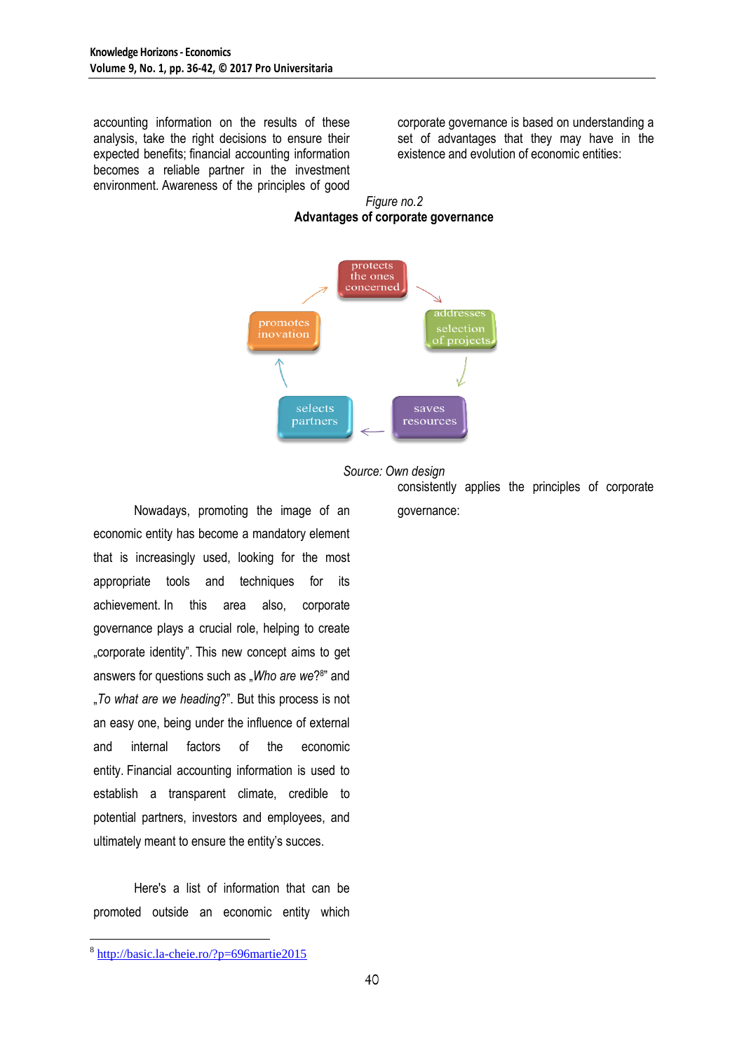accounting information on the results of these analysis, take the right decisions to ensure their expected benefits; financial accounting information becomes a reliable partner in the investment environment. Awareness of the principles of good corporate governance is based on understanding a set of advantages that they may have in the existence and evolution of economic entities:

*Figure no.2*

**Advantages of corporate governance**

protects the ones concerned → addresses selection of projects → saves resources → selects partners → promotes inovation → protects the ones concerned

*Source: Own design*

Nowadays, promoting the image of an economic entity has become a mandatory element that is increasingly used, looking for the most appropriate tools and techniques for its achievement. In this area also, corporate governance plays a crucial role, helping to create „corporate identity". This new concept aims to get answers for questions such as „*Who are we*?[8]" and „*To what are we heading*?". But this process is not an easy one, being under the influence of external and internal factors of the economic entity. Financial accounting information is used to establish a transparent climate, credible to potential partners, investors and employees, and ultimately meant to ensure the entity's succes.

Here's a list of information that can be promoted outside an economic entity which consistently applies the principles of corporate governance:

---

[8] http://basic.la-cheie.ro/?p=696martie2015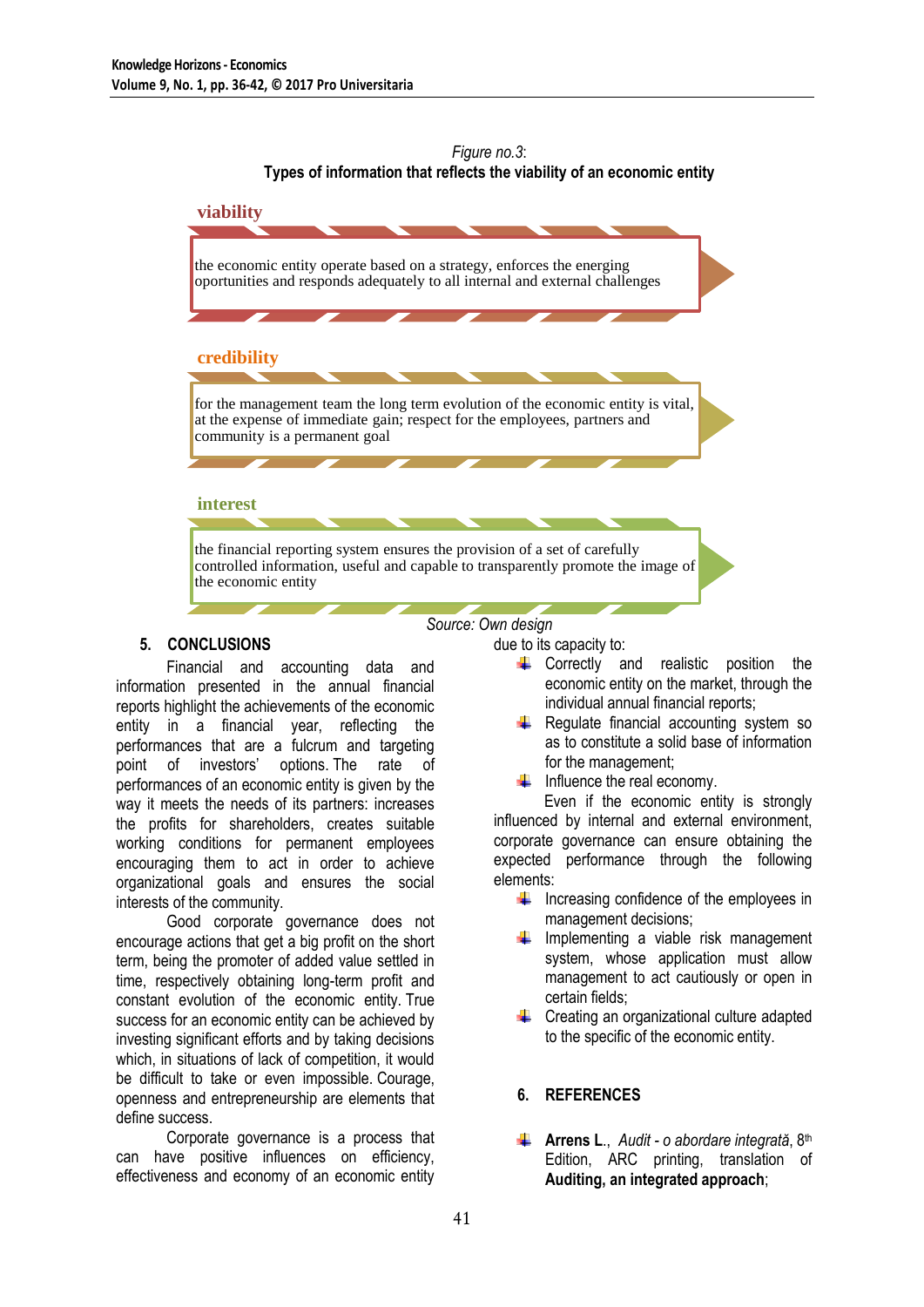*Figure no.3*:

**Types of information that reflects the viability of an economic entity**

**viability**

the economic entity operate based on a strategy, enforces the emerging oportunities and responds adequately to all internal and external challenges

**credibility**

for the management team the long term evolution of the economic entity is vital, at the expense of immediate gain; respect for the employees, partners and community is a permanent goal

**interest**

the financial reporting system ensures the provision of a set of carefully controlled information, useful and capable to transparently promote the image of the economic entity

*Source: Own design*

## 5. CONCLUSIONS

Financial and accounting data and information presented in the annual financial reports highlight the achievements of the economic entity in a financial year, reflecting the performances that are a fulcrum and targeting point of investors' options. The rate of performances of an economic entity is given by the way it meets the needs of its partners: increases the profits for shareholders, creates suitable working conditions for permanent employees encouraging them to act in order to achieve organizational goals and ensures the social interests of the community.

Good corporate governance does not encourage actions that get a big profit on the short term, being the promoter of added value settled in time, respectively obtaining long-term profit and constant evolution of the economic entity. True success for an economic entity can be achieved by investing significant efforts and by taking decisions which, in situations of lack of competition, it would be difficult to take or even impossible. Courage, openness and entrepreneurship are elements that define success.

Corporate governance is a process that can have positive influences on efficiency, effectiveness and economy of an economic entity due to its capacity to:

- Correctly and realistic position the economic entity on the market, through the individual annual financial reports;
- Regulate financial accounting system so as to constitute a solid base of information for the management;
- Influence the real economy.

Even if the economic entity is strongly influenced by internal and external environment, corporate governance can ensure obtaining the expected performance through the following elements:

- Increasing confidence of the employees in management decisions;
- Implementing a viable risk management system, whose application must allow management to act cautiously or open in certain fields;
- Creating an organizational culture adapted to the specific of the economic entity.

## 6. REFERENCES

- **Arrens L.**, *Audit - o abordare integrată*, 8th Edition, ARC printing, translation of **Auditing, an integrated approach**;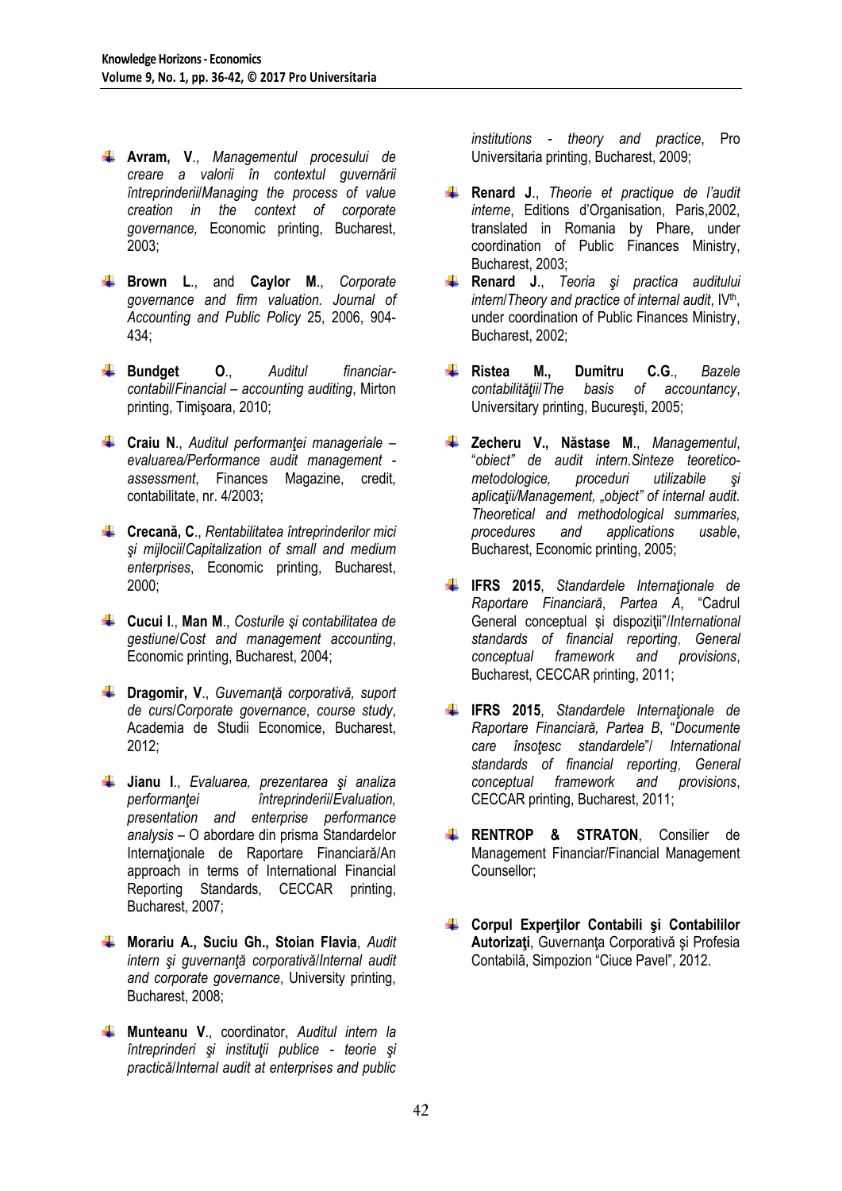- **Avram, V**., *Managementul procesului de creare a valorii în contextul guvernării întreprinderii*/*Managing the process of value creation in the context of corporate governance,* Economic printing, Bucharest, 2003;

- **Brown L**., and **Caylor M**., *Corporate governance and firm valuation. Journal of Accounting and Public Policy* 25, 2006, 904-434;

- **Bundget O**., *Auditul financiar-contabil*/*Financial – accounting auditing*, Mirton printing, Timişoara, 2010;

- **Craiu N**., *Auditul performanţei manageriale – evaluarea/Performance audit management - assessment*, Finances Magazine, credit, contabilitate, nr. 4/2003;

- **Crecană, C**., *Rentabilitatea întreprinderilor mici şi mijlocii*/*Capitalization of small and medium enterprises*, Economic printing, Bucharest, 2000;

- **Cucui I**., **Man M**., *Costurile şi contabilitatea de gestiune*/*Cost and management accounting*, Economic printing, Bucharest, 2004;

- **Dragomir, V**., *Guvernanţă corporativă, suport de curs*/*Corporate governance*, *course study*, Academia de Studii Economice, Bucharest, 2012;

- **Jianu I**., *Evaluarea, prezentarea şi analiza performanţei întreprinderii*/*Evaluation, presentation and enterprise performance analysis* – O abordare din prisma Standardelor Internaţionale de Raportare Financiară/An approach in terms of International Financial Reporting Standards, CECCAR printing, Bucharest, 2007;

- **Morariu A., Suciu Gh., Stoian Flavia**, *Audit intern şi guvernanţă corporativă*/*Internal audit and corporate governance*, University printing, Bucharest, 2008;

- **Munteanu V**., coordinator, *Auditul intern la întreprinderi şi instituţii publice - teorie şi practică*/*Internal audit at enterprises and public institutions - theory and practice*, Pro Universitaria printing, Bucharest, 2009;

- **Renard J**., *Theorie et practique de l'audit interne*, Editions d'Organisation, Paris,2002, translated in Romania by Phare, under coordination of Public Finances Ministry, Bucharest, 2003;

- **Renard J**., *Teoria şi practica auditului intern*/*Theory and practice of internal audit*, IV[th], under coordination of Public Finances Ministry, Bucharest, 2002;

- **Ristea M., Dumitru C.G**., *Bazele contabilităţii*/*The basis of accountancy*, Universitary printing, Bucureşti, 2005;

- **Zecheru V., Năstase M**., *Managementul*, "*obiect" de audit intern.Sinteze teoretico-metodologice, proceduri utilizabile şi aplicaţii/Management, „object" of internal audit. Theoretical and methodological summaries, procedures and applications usable*, Bucharest, Economic printing, 2005;

- **IFRS 2015**, *Standardele Internaţionale de Raportare Financiară*, *Partea A*, "Cadrul General conceptual şi dispoziţii"/*International standards of financial reporting*, *General conceptual framework and provisions*, Bucharest, CECCAR printing, 2011;

- **IFRS 2015**, *Standardele Internaţionale de Raportare Financiară, Partea B*, "*Documente care însoţesc standardele*"/ *International standards of financial reporting*, *General conceptual framework and provisions*, CECCAR printing, Bucharest, 2011;

- **RENTROP & STRATON**, Consilier de Management Financiar/Financial Management Counsellor;

- **Corpul Experţilor Contabili şi Contabililor Autorizaţi**, Guvernanţa Corporativă şi Profesia Contabilă, Simpozion "Ciuce Pavel", 2012.